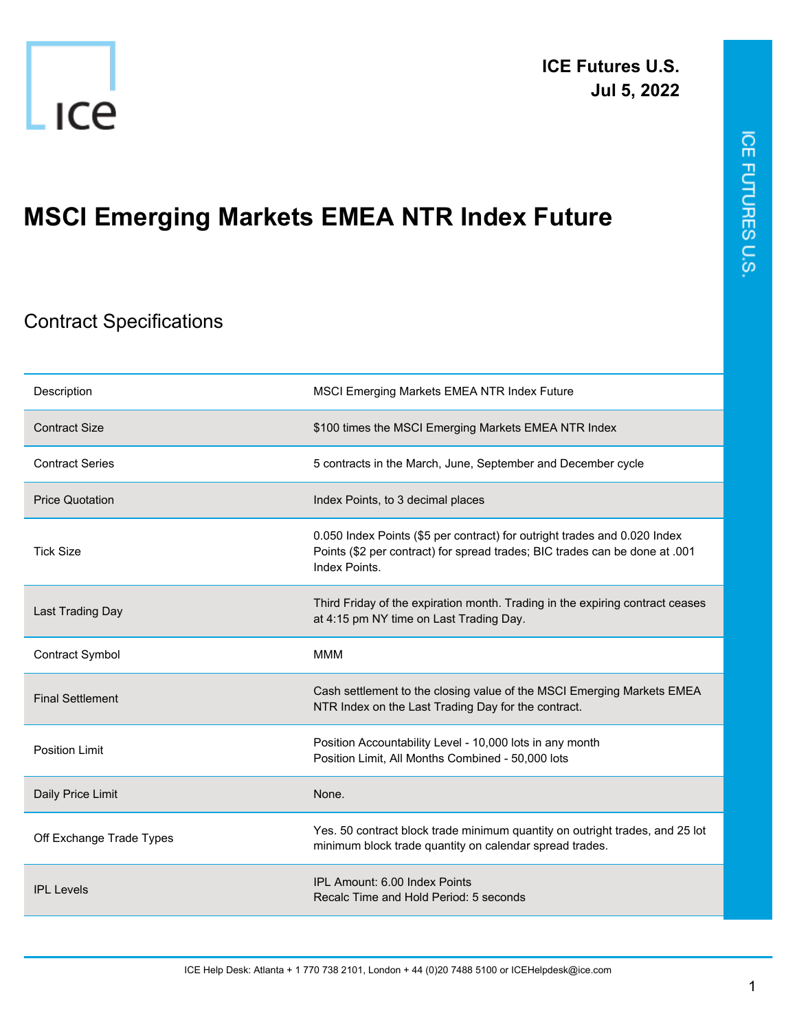ICE Futures U.S.
Jul 5, 2022

# MSCI Emerging Markets EMEA NTR Index Future

## Contract Specifications

| | |
|---|---|
| Description | MSCI Emerging Markets EMEA NTR Index Future |
| Contract Size | $100 times the MSCI Emerging Markets EMEA NTR Index |
| Contract Series | 5 contracts in the March, June, September and December cycle |
| Price Quotation | Index Points, to 3 decimal places |
| Tick Size | 0.050 Index Points ($5 per contract) for outright trades and 0.020 Index Points ($2 per contract) for spread trades; BIC trades can be done at .001 Index Points. |
| Last Trading Day | Third Friday of the expiration month. Trading in the expiring contract ceases at 4:15 pm NY time on Last Trading Day. |
| Contract Symbol | MMM |
| Final Settlement | Cash settlement to the closing value of the MSCI Emerging Markets EMEA NTR Index on the Last Trading Day for the contract. |
| Position Limit | Position Accountability Level - 10,000 lots in any month<br>Position Limit, All Months Combined - 50,000 lots |
| Daily Price Limit | None. |
| Off Exchange Trade Types | Yes. 50 contract block trade minimum quantity on outright trades, and 25 lot minimum block trade quantity on calendar spread trades. |
| IPL Levels | IPL Amount: 6.00 Index Points<br>Recalc Time and Hold Period: 5 seconds |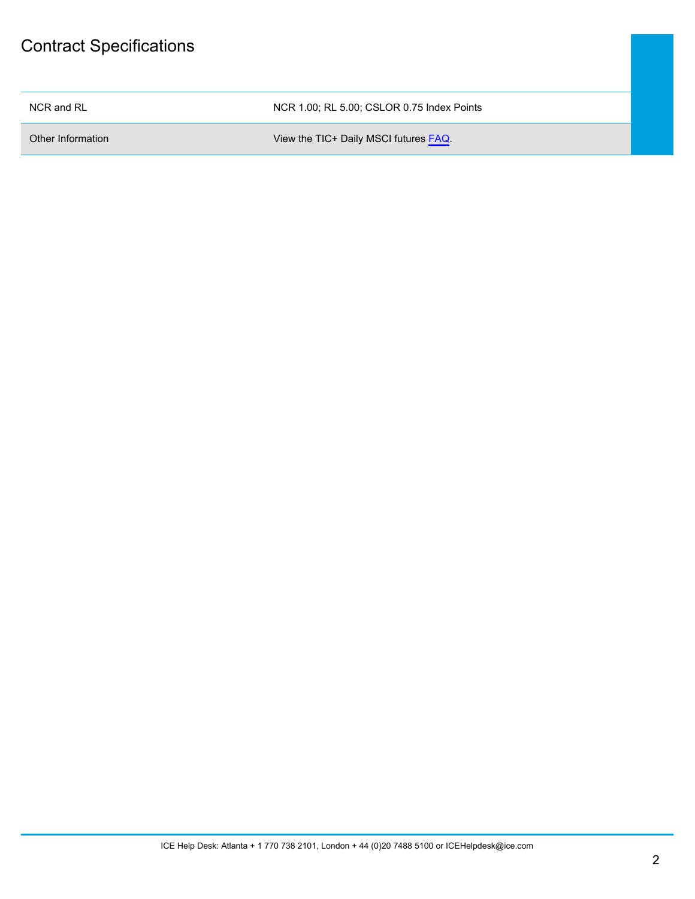# Contract Specifications

| | |
|---|---|
| NCR and RL | NCR 1.00; RL 5.00; CSLOR 0.75 Index Points |
| Other Information | View the TIC+ Daily MSCI futures FAQ. |

ICE Help Desk: Atlanta + 1 770 738 2101, London + 44 (0)20 7488 5100 or ICEHelpdesk@ice.com